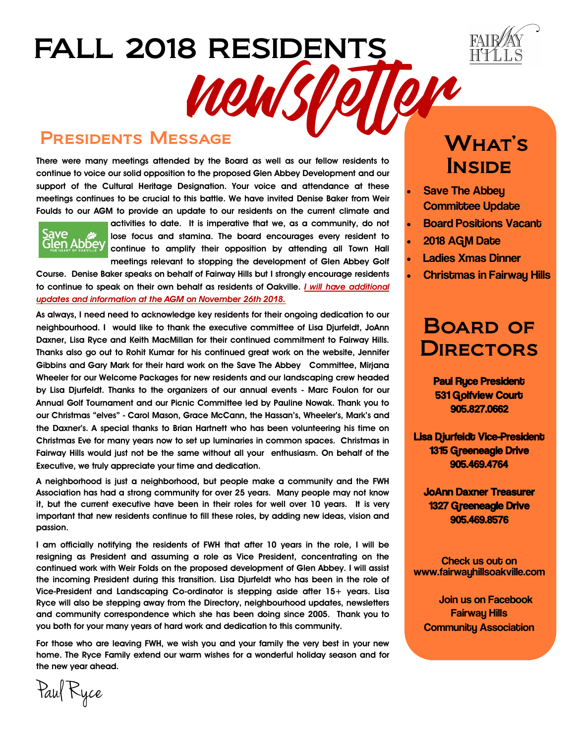# FALL 2018 RESIDENTS newsletter

## Presidents Message

There were many meetings attended by the Board as well as our fellow residents to continue to voice our solid opposition to the proposed Glen Abbey Development and our support of the Cultural Heritage Designation. Your voice and attendance at these meetings continues to be crucial to this battle. We have invited Denise Baker from Weir Foulds to our AGM to provide an update to our residents on the current climate and activities to date. It is imperative that we, as a community, do not lose focus and stamina. The board encourages every resident to continue to amplify their opposition by attending all Town Hall meetings relevant to stopping the development of Glen Abbey Golf Course. Denise Baker speaks on behalf of Fairway Hills but I strongly encourage residents to continue to speak on their own behalf as residents of Oakville. *I will have additional updates and information at the AGM on November 26th 2018.*

As always, I need need to acknowledge key residents for their ongoing dedication to our neighbourhood. I would like to thank the executive committee of Lisa Djurfeldt, JoAnn Daxner, Lisa Ryce and Keith MacMillan for their continued commitment to Fairway Hills. Thanks also go out to Rohit Kumar for his continued great work on the website, Jennifer Gibbins and Gary Mark for their hard work on the Save The Abbey Committee, Mirjana Wheeler for our Welcome Packages for new residents and our landscaping crew headed by Lisa Djurfeldt. Thanks to the organizers of our annual events - Marc Foulon for our Annual Golf Tournament and our Picnic Committee led by Pauline Nowak. Thank you to our Christmas "elves" - Carol Mason, Grace McCann, the Hassan's, Wheeler's, Mark's and the Daxner's. A special thanks to Brian Hartnett who has been volunteering his time on Christmas Eve for many years now to set up luminaries in common spaces. Christmas in Fairway Hills would just not be the same without all your enthusiasm. On behalf of the Executive, we truly appreciate your time and dedication.

A neighborhood is just a neighborhood, but people make a community and the FWH Association has had a strong community for over 25 years. Many people may not know it, but the current executive have been in their roles for well over 10 years. It is very important that new residents continue to fill these roles, by adding new ideas, vision and passion.

I am officially notifying the residents of FWH that after 10 years in the role, I will be resigning as President and assuming a role as Vice President, concentrating on the continued work with Weir Folds on the proposed development of Glen Abbey. I will assist the incoming President during this transition. Lisa Djurfeldt who has been in the role of Vice-President and Landscaping Co-ordinator is stepping aside after 15+ years. Lisa Ryce will also be stepping away from the Directory, neighbourhood updates, newsletters and community correspondence which she has been doing since 2005. Thank you to you both for your many years of hard work and dedication to this community.

For those who are leaving FWH, we wish you and your family the very best in your new home. The Ryce Family extend our warm wishes for a wonderful holiday season and for the new year ahead.

Paul Ryce

## What's Inside

- Save The Abbey Committee Update
- Board Positions Vacant
- 2018 AGM Date
- Ladies Xmas Dinner
- Christmas in Fairway Hills

## Board of Directors

**Paul Ryce President**
**531 Golfview Court**
**905.827.0662**

**Lisa Djurfeldt Vice-President**
**1315 Greeneagle Drive**
**905.469.4764**

**JoAnn Daxner Treasurer**
**1327 Greeneagle Drive**
**905.469.8576**

Check us out on
www.fairwayhillsoakville.com

Join us on Facebook
Fairway Hills
Community Association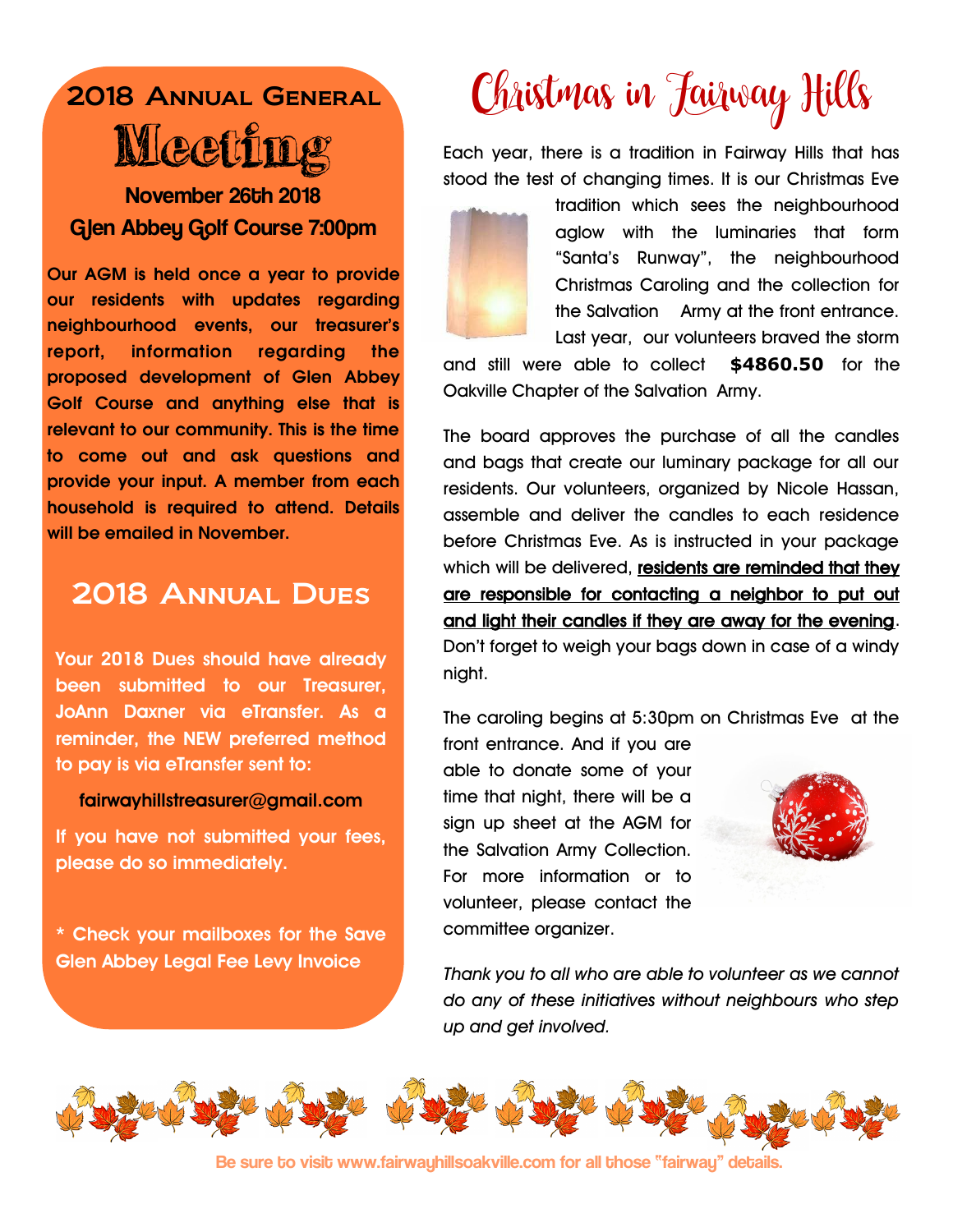# 2018 Annual General Meeting

**November 26th 2018**
**Glen Abbey Golf Course 7:00pm**

**Our AGM is held once a year to provide our residents with updates regarding neighbourhood events, our treasurer's report, information regarding the proposed development of Glen Abbey Golf Course and anything else that is relevant to our community. This is the time to come out and ask questions and provide your input. A member from each household is required to attend. Details will be emailed in November.**

## 2018 Annual Dues

**Your 2018 Dues should have already been submitted to our Treasurer, JoAnn Daxner via eTransfer. As a reminder, the NEW preferred method to pay is via eTransfer sent to:**

**fairwayhillstreasurer@gmail.com**

**If you have not submitted your fees, please do so immediately.**

**\* Check your mailboxes for the Save Glen Abbey Legal Fee Levy Invoice**

# Christmas in Fairway Hills

Each year, there is a tradition in Fairway Hills that has stood the test of changing times. It is our Christmas Eve tradition which sees the neighbourhood aglow with the luminaries that form "Santa's Runway", the neighbourhood Christmas Caroling and the collection for the Salvation Army at the front entrance. Last year, our volunteers braved the storm and still were able to collect **$4860.50** for the Oakville Chapter of the Salvation Army.

The board approves the purchase of all the candles and bags that create our luminary package for all our residents. Our volunteers, organized by Nicole Hassan, assemble and deliver the candles to each residence before Christmas Eve. As is instructed in your package which will be delivered, **residents are reminded that they are responsible for contacting a neighbor to put out and light their candles if they are away for the evening**. Don't forget to weigh your bags down in case of a windy night.

The caroling begins at 5:30pm on Christmas Eve at the front entrance. And if you are able to donate some of your time that night, there will be a sign up sheet at the AGM for the Salvation Army Collection. For more information or to volunteer, please contact the committee organizer.

*Thank you to all who are able to volunteer as we cannot do any of these initiatives without neighbours who step up and get involved.*

Be sure to visit www.fairwayhillsoakville.com for all those "fairway" details.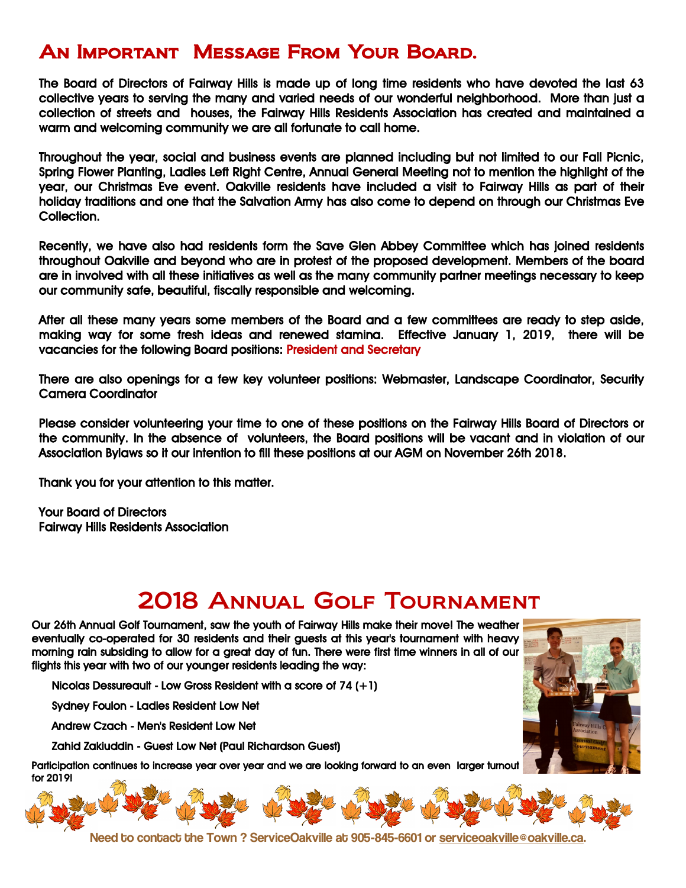## An Important Message From Your Board.

The Board of Directors of Fairway Hills is made up of long time residents who have devoted the last 63 collective years to serving the many and varied needs of our wonderful neighborhood. More than just a collection of streets and houses, the Fairway Hills Residents Association has created and maintained a warm and welcoming community we are all fortunate to call home.

Throughout the year, social and business events are planned including but not limited to our Fall Picnic, Spring Flower Planting, Ladies Left Right Centre, Annual General Meeting not to mention the highlight of the year, our Christmas Eve event. Oakville residents have included a visit to Fairway Hills as part of their holiday traditions and one that the Salvation Army has also come to depend on through our Christmas Eve Collection.

Recently, we have also had residents form the Save Glen Abbey Committee which has joined residents throughout Oakville and beyond who are in protest of the proposed development. Members of the board are in involved with all these initiatives as well as the many community partner meetings necessary to keep our community safe, beautiful, fiscally responsible and welcoming.

After all these many years some members of the Board and a few committees are ready to step aside, making way for some fresh ideas and renewed stamina. Effective January 1, 2019, there will be vacancies for the following Board positions: President and Secretary

There are also openings for a few key volunteer positions: Webmaster, Landscape Coordinator, Security Camera Coordinator

Please consider volunteering your time to one of these positions on the Fairway Hills Board of Directors or the community. In the absence of volunteers, the Board positions will be vacant and in violation of our Association Bylaws so it our intention to fill these positions at our AGM on November 26th 2018.

Thank you for your attention to this matter.

Your Board of Directors
Fairway Hills Residents Association

## 2018 Annual Golf Tournament

Our 26th Annual Golf Tournament, saw the youth of Fairway Hills make their move! The weather eventually co-operated for 30 residents and their guests at this year's tournament with heavy morning rain subsiding to allow for a great day of fun. There were first time winners in all of our flights this year with two of our younger residents leading the way:

Nicolas Dessureault - Low Gross Resident with a score of 74 (+1)

Sydney Foulon - Ladies Resident Low Net

Andrew Czach - Men's Resident Low Net

Zahid Zakiuddin - Guest Low Net (Paul Richardson Guest)

Participation continues to increase year over year and we are looking forward to an even larger turnout for 2019!

Need to contact the Town ? ServiceOakville at 905-845-6601 or serviceoakville@oakville.ca.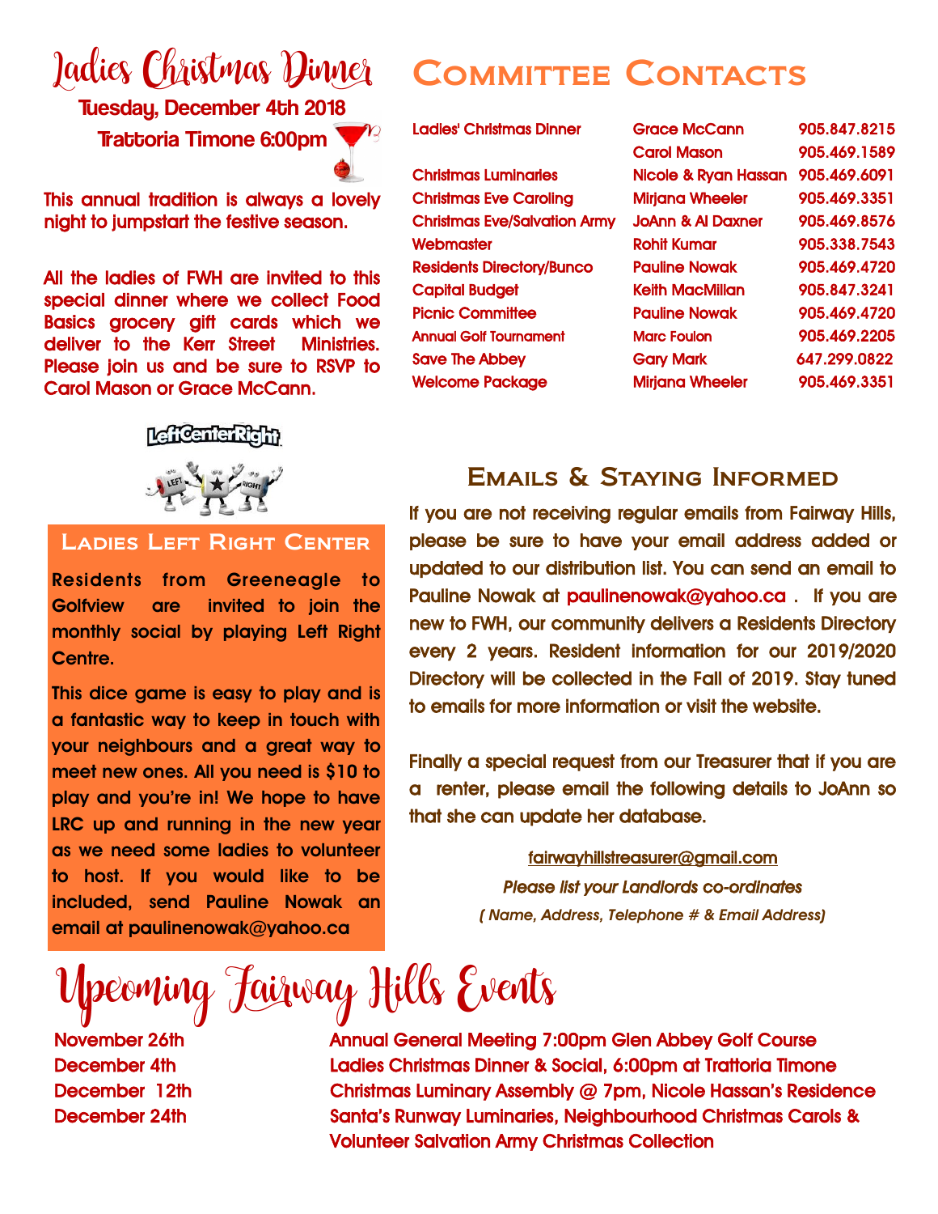# Ladies Christmas Dinner

**Tuesday, December 4th 2018**

**Trattoria Timone 6:00pm**

This annual tradition is always a lovely night to jumpstart the festive season.

All the ladies of FWH are invited to this special dinner where we collect Food Basics grocery gift cards which we deliver to the Kerr Street Ministries. Please join us and be sure to RSVP to Carol Mason or Grace McCann.

LeftCenterRight

## Ladies Left Right Center

Residents from Greeneagle to Golfview are invited to join the monthly social by playing Left Right Centre.

This dice game is easy to play and is a fantastic way to keep in touch with your neighbours and a great way to meet new ones. All you need is $10 to play and you're in! We hope to have LRC up and running in the new year as we need some ladies to volunteer to host. If you would like to be included, send Pauline Nowak an email at paulinenowak@yahoo.ca

# Committee Contacts

| | | |
|---|---|---|
| Ladies' Christmas Dinner | Grace McCann | 905.847.8215 |
| | Carol Mason | 905.469.1589 |
| Christmas Luminaries | Nicole & Ryan Hassan | 905.469.6091 |
| Christmas Eve Caroling | Mirjana Wheeler | 905.469.3351 |
| Christmas Eve/Salvation Army | JoAnn & Al Daxner | 905.469.8576 |
| Webmaster | Rohit Kumar | 905.338.7543 |
| Residents Directory/Bunco | Pauline Nowak | 905.469.4720 |
| Capital Budget | Keith MacMillan | 905.847.3241 |
| Picnic Committee | Pauline Nowak | 905.469.4720 |
| Annual Golf Tournament | Marc Foulon | 905.469.2205 |
| Save The Abbey | Gary Mark | 647.299.0822 |
| Welcome Package | Mirjana Wheeler | 905.469.3351 |

## Emails & Staying Informed

If you are not receiving regular emails from Fairway Hills, please be sure to have your email address added or updated to our distribution list. You can send an email to Pauline Nowak at paulinenowak@yahoo.ca . If you are new to FWH, our community delivers a Residents Directory every 2 years. Resident information for our 2019/2020 Directory will be collected in the Fall of 2019. Stay tuned to emails for more information or visit the website.

Finally a special request from our Treasurer that if you are a renter, please email the following details to JoAnn so that she can update her database.

fairwayhillstreasurer@gmail.com

*Please list your Landlords co-ordinates*

*( Name, Address, Telephone # & Email Address)*

# Upcoming Fairway Hills Events

| | |
|---|---|
| November 26th | Annual General Meeting 7:00pm Glen Abbey Golf Course |
| December 4th | Ladies Christmas Dinner & Social, 6:00pm at Trattoria Timone |
| December 12th | Christmas Luminary Assembly @ 7pm, Nicole Hassan's Residence |
| December 24th | Santa's Runway Luminaries, Neighbourhood Christmas Carols & Volunteer Salvation Army Christmas Collection |